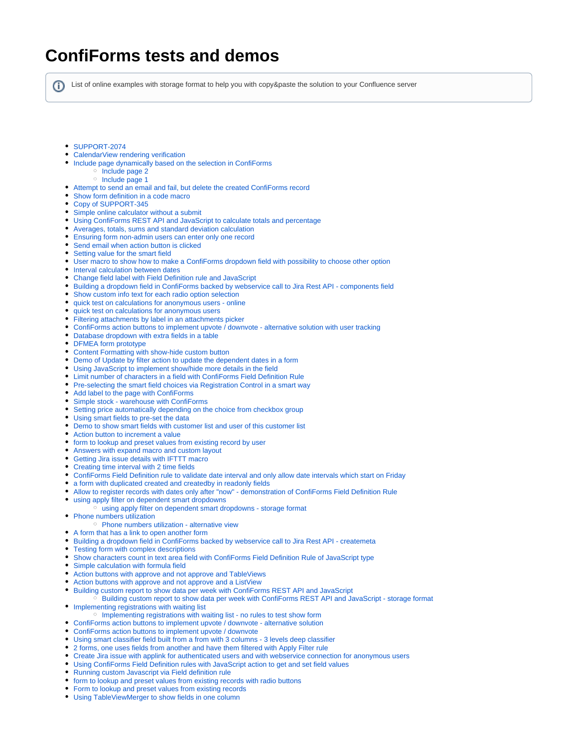# ConfiForms tests and demos

List of online examples with storage format to help you with copy&paste the solution to your Confluence server

- SUPPORT-2074
- CalendarView rendering verification
- Include page dynamically based on the selection in ConfiForms
  - Include page 2
  - Include page 1
- Attempt to send an email and fail, but delete the created ConfiForms record
- Show form definition in a code macro
- Copy of SUPPORT-345
- Simple online calculator without a submit
- Using ConfiForms REST API and JavaScript to calculate totals and percentage
- Averages, totals, sums and standard deviation calculation
- Ensuring form non-admin users can enter only one record
- Send email when action button is clicked
- Setting value for the smart field
- User macro to show how to make a ConfiForms dropdown field with possibility to choose other option
- Interval calculation between dates
- Change field label with Field Definition rule and JavaScript
- Building a dropdown field in ConfiForms backed by webservice call to Jira Rest API - components field
- Show custom info text for each radio option selection
- quick test on calculations for anonymous users - online
- quick test on calculations for anonymous users
- Filtering attachments by label in an attachments picker
- ConfiForms action buttons to implement upvote / downvote - alternative solution with user tracking
- Database dropdown with extra fields in a table
- DFMEA form prototype
- Content Formatting with show-hide custom button
- Demo of Update by filter action to update the dependent dates in a form
- Using JavaScript to implement show/hide more details in the field
- Limit number of characters in a field with ConfiForms Field Definition Rule
- Pre-selecting the smart field choices via Registration Control in a smart way
- Add label to the page with ConfiForms
- Simple stock - warehouse with ConfiForms
- Setting price automatically depending on the choice from checkbox group
- Using smart fields to pre-set the data
- Demo to show smart fields with customer list and user of this customer list
- Action button to increment a value
- form to lookup and preset values from existing record by user
- Answers with expand macro and custom layout
- Getting Jira issue details with IFTTT macro
- Creating time interval with 2 time fields
- ConfiForms Field Definition rule to validate date interval and only allow date intervals which start on Friday
- a form with duplicated created and createdby in readonly fields
- Allow to register records with dates only after "now" - demonstration of ConfiForms Field Definition Rule
- using apply filter on dependent smart dropdowns
  - using apply filter on dependent smart dropdowns - storage format
- Phone numbers utilization
  - Phone numbers utilization - alternative view
- A form that has a link to open another form
- Building a dropdown field in ConfiForms backed by webservice call to Jira Rest API - createmeta
- Testing form with complex descriptions
- Show characters count in text area field with ConfiForms Field Definition Rule of JavaScript type
- Simple calculation with formula field
- Action buttons with approve and not approve and TableViews
- Action buttons with approve and not approve and a ListView
- Building custom report to show data per week with ConfiForms REST API and JavaScript
  - Building custom report to show data per week with ConfiForms REST API and JavaScript - storage format
- Implementing registrations with waiting list
  - Implementing registrations with waiting list - no rules to test show form
- ConfiForms action buttons to implement upvote / downvote - alternative solution
- ConfiForms action buttons to implement upvote / downvote
- Using smart classifier field built from a from with 3 columns - 3 levels deep classifier
- 2 forms, one uses fields from another and have them filtered with Apply Filter rule
- Create Jira issue with applink for authenticated users and with webservice connection for anonymous users
- Using ConfiForms Field Definition rules with JavaScript action to get and set field values
- Running custom Javascript via Field definition rule
- form to lookup and preset values from existing records with radio buttons
- Form to lookup and preset values from existing records
- Using TableViewMerger to show fields in one column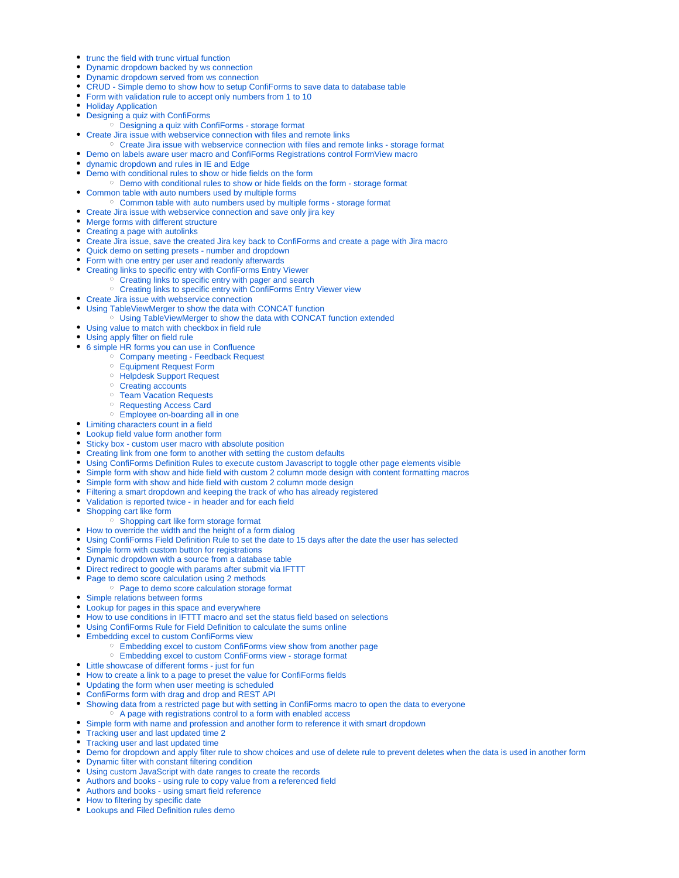- trunc the field with trunc virtual function
- Dynamic dropdown backed by ws connection
- Dynamic dropdown served from ws connection
- CRUD - Simple demo to show how to setup ConfiForms to save data to database table
- Form with validation rule to accept only numbers from 1 to 10
- Holiday Application
- Designing a quiz with ConfiForms
    - Designing a quiz with ConfiForms - storage format
- Create Jira issue with webservice connection with files and remote links
    - Create Jira issue with webservice connection with files and remote links - storage format
- Demo on labels aware user macro and ConfiForms Registrations control FormView macro
- dynamic dropdown and rules in IE and Edge
- Demo with conditional rules to show or hide fields on the form
    - Demo with conditional rules to show or hide fields on the form - storage format
- Common table with auto numbers used by multiple forms
    - Common table with auto numbers used by multiple forms - storage format
- Create Jira issue with webservice connection and save only jira key
- Merge forms with different structure
- Creating a page with autolinks
- Create Jira issue, save the created Jira key back to ConfiForms and create a page with Jira macro
- Quick demo on setting presets - number and dropdown
- Form with one entry per user and readonly afterwards
- Creating links to specific entry with ConfiForms Entry Viewer
    - Creating links to specific entry with pager and search
    - Creating links to specific entry with ConfiForms Entry Viewer view
- Create Jira issue with webservice connection
- Using TableViewMerger to show the data with CONCAT function
    - Using TableViewMerger to show the data with CONCAT function extended
- Using value to match with checkbox in field rule
- Using apply filter on field rule
- 6 simple HR forms you can use in Confluence
    - Company meeting - Feedback Request
    - Equipment Request Form
    - Helpdesk Support Request
    - Creating accounts
    - Team Vacation Requests
    - Requesting Access Card
    - Employee on-boarding all in one
- Limiting characters count in a field
- Lookup field value form another form
- Sticky box - custom user macro with absolute position
- Creating link from one form to another with setting the custom defaults
- Using ConfiForms Definition Rules to execute custom Javascript to toggle other page elements visible
- Simple form with show and hide field with custom 2 column mode design with content formatting macros
- Simple form with show and hide field with custom 2 column mode design
- Filtering a smart dropdown and keeping the track of who has already registered
- Validation is reported twice - in header and for each field
- Shopping cart like form
    - Shopping cart like form storage format
- How to override the width and the height of a form dialog
- Using ConfiForms Field Definition Rule to set the date to 15 days after the date the user has selected
- Simple form with custom button for registrations
- Dynamic dropdown with a source from a database table
- Direct redirect to google with params after submit via IFTTT
- Page to demo score calculation using 2 methods
    - Page to demo score calculation storage format
- Simple relations between forms
- Lookup for pages in this space and everywhere
- How to use conditions in IFTTT macro and set the status field based on selections
- Using ConfiForms Rule for Field Definition to calculate the sums online
- Embedding excel to custom ConfiForms view
    - Embedding excel to custom ConfiForms view show from another page
    - Embedding excel to custom ConfiForms view - storage format
- Little showcase of different forms - just for fun
- How to create a link to a page to preset the value for ConfiForms fields
- Updating the form when user meeting is scheduled
- ConfiForms form with drag and drop and REST API
- Showing data from a restricted page but with setting in ConfiForms macro to open the data to everyone
    - A page with registrations control to a form with enabled access
- Simple form with name and profession and another form to reference it with smart dropdown
- Tracking user and last updated time 2
- Tracking user and last updated time
- Demo for dropdown and apply filter rule to show choices and use of delete rule to prevent deletes when the data is used in another form
- Dynamic filter with constant filtering condition
- Using custom JavaScript with date ranges to create the records
- Authors and books - using rule to copy value from a referenced field
- Authors and books - using smart field reference
- How to filtering by specific date
- Lookups and Filed Definition rules demo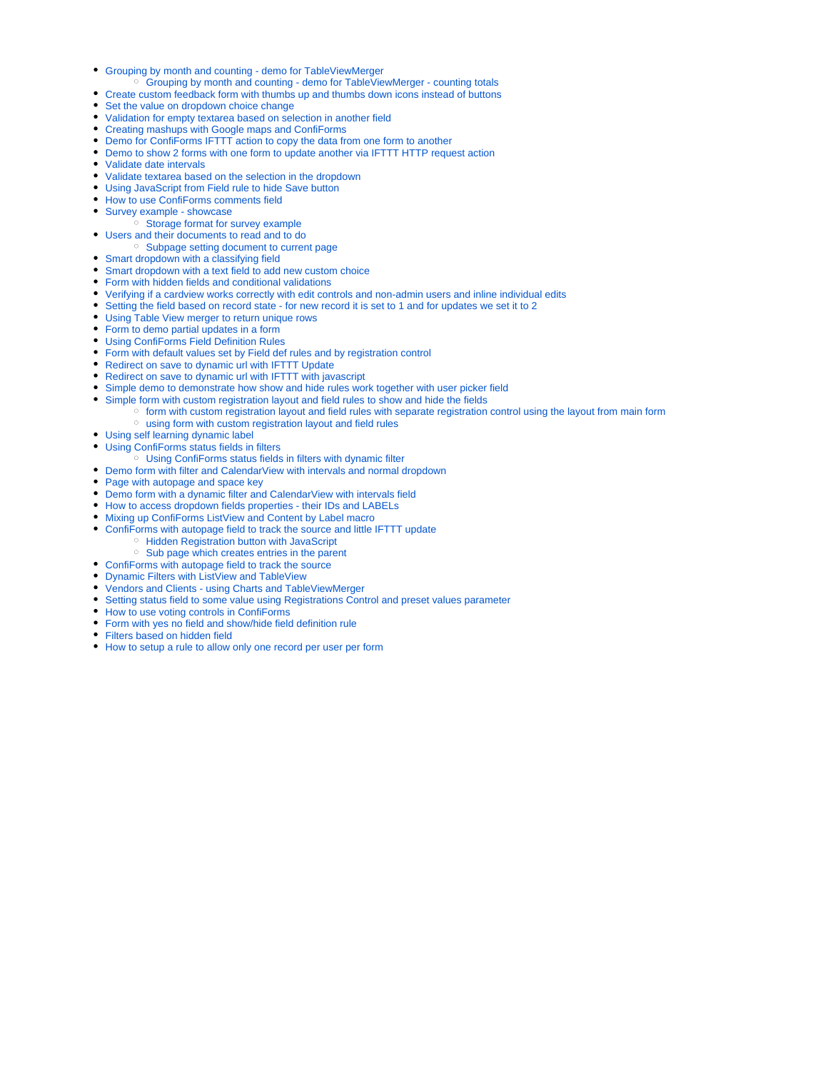- Grouping by month and counting - demo for TableViewMerger
    - Grouping by month and counting - demo for TableViewMerger - counting totals
- Create custom feedback form with thumbs up and thumbs down icons instead of buttons
- Set the value on dropdown choice change
- Validation for empty textarea based on selection in another field
- Creating mashups with Google maps and ConfiForms
- Demo for ConfiForms IFTTT action to copy the data from one form to another
- Demo to show 2 forms with one form to update another via IFTTT HTTP request action
- Validate date intervals
- Validate textarea based on the selection in the dropdown
- Using JavaScript from Field rule to hide Save button
- How to use ConfiForms comments field
- Survey example - showcase
    - Storage format for survey example
- Users and their documents to read and to do
    - Subpage setting document to current page
- Smart dropdown with a classifying field
- Smart dropdown with a text field to add new custom choice
- Form with hidden fields and conditional validations
- Verifying if a cardview works correctly with edit controls and non-admin users and inline individual edits
- Setting the field based on record state - for new record it is set to 1 and for updates we set it to 2
- Using Table View merger to return unique rows
- Form to demo partial updates in a form
- Using ConfiForms Field Definition Rules
- Form with default values set by Field def rules and by registration control
- Redirect on save to dynamic url with IFTTT Update
- Redirect on save to dynamic url with IFTTT with javascript
- Simple demo to demonstrate how show and hide rules work together with user picker field
- Simple form with custom registration layout and field rules to show and hide the fields
    - form with custom registration layout and field rules with separate registration control using the layout from main form
    - using form with custom registration layout and field rules
- Using self learning dynamic label
- Using ConfiForms status fields in filters
    - Using ConfiForms status fields in filters with dynamic filter
- Demo form with filter and CalendarView with intervals and normal dropdown
- Page with autopage and space key
- Demo form with a dynamic filter and CalendarView with intervals field
- How to access dropdown fields properties - their IDs and LABELs
- Mixing up ConfiForms ListView and Content by Label macro
- ConfiForms with autopage field to track the source and little IFTTT update
    - Hidden Registration button with JavaScript
    - Sub page which creates entries in the parent
- ConfiForms with autopage field to track the source
- Dynamic Filters with ListView and TableView
- Vendors and Clients - using Charts and TableViewMerger
- Setting status field to some value using Registrations Control and preset values parameter
- How to use voting controls in ConfiForms
- Form with yes no field and show/hide field definition rule
- Filters based on hidden field
- How to setup a rule to allow only one record per user per form